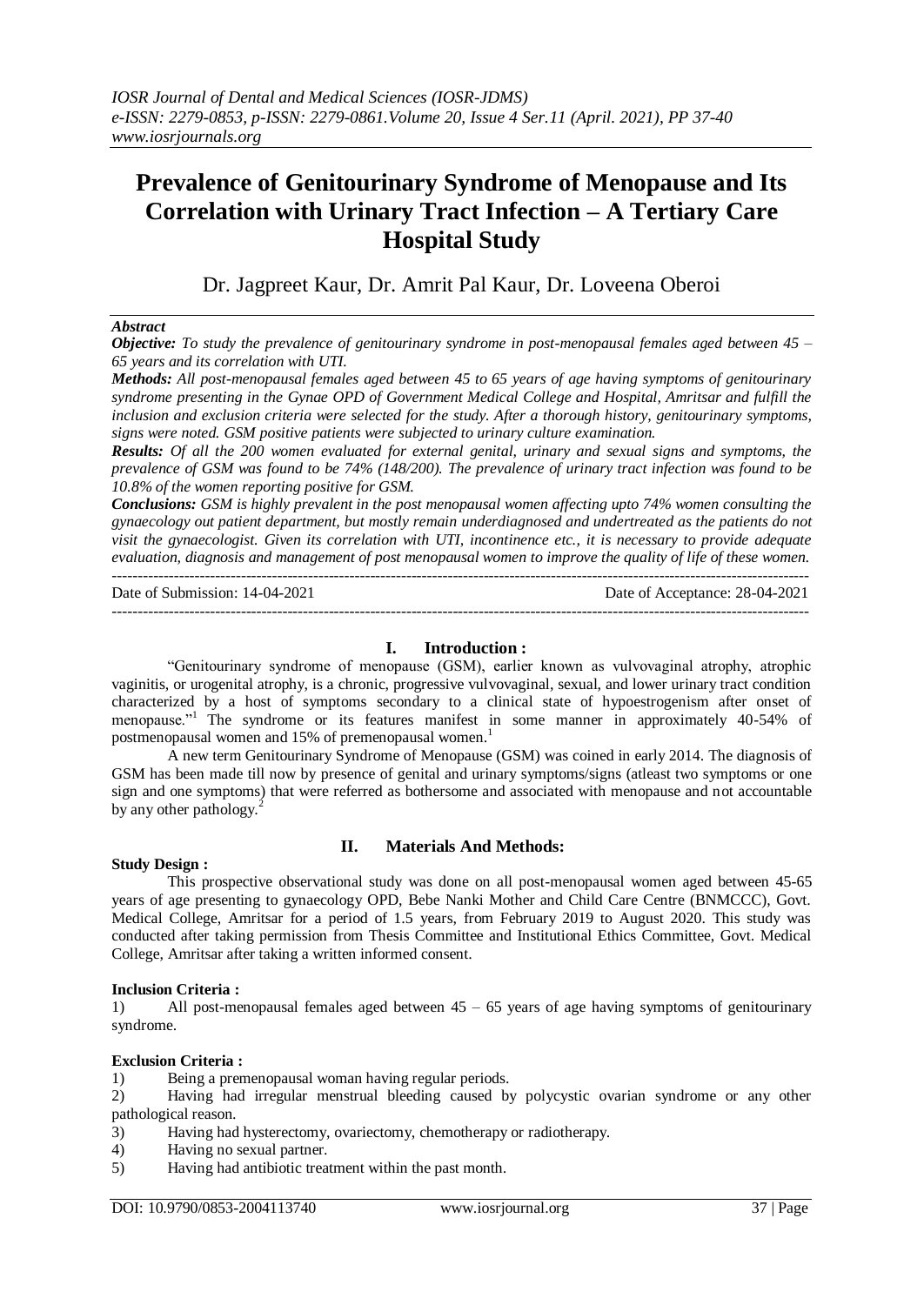# Prevalence of Genitourinary Syndrome of Menopause and Its Correlation with Urinary Tract Infection – A Tertiary Care Hospital Study

Dr. Jagpreet Kaur, Dr. Amrit Pal Kaur, Dr. Loveena Oberoi

***Abstract***

***Objective:*** *To study the prevalence of genitourinary syndrome in post-menopausal females aged between 45 – 65 years and its correlation with UTI.*

***Methods:*** *All post-menopausal females aged between 45 to 65 years of age having symptoms of genitourinary syndrome presenting in the Gynae OPD of Government Medical College and Hospital, Amritsar and fulfill the inclusion and exclusion criteria were selected for the study. After a thorough history, genitourinary symptoms, signs were noted. GSM positive patients were subjected to urinary culture examination.*

***Results:*** *Of all the 200 women evaluated for external genital, urinary and sexual signs and symptoms, the prevalence of GSM was found to be 74% (148/200). The prevalence of urinary tract infection was found to be 10.8% of the women reporting positive for GSM.*

***Conclusions:*** *GSM is highly prevalent in the post menopausal women affecting upto 74% women consulting the gynaecology out patient department, but mostly remain underdiagnosed and undertreated as the patients do not visit the gynaecologist. Given its correlation with UTI, incontinence etc., it is necessary to provide adequate evaluation, diagnosis and management of post menopausal women to improve the quality of life of these women.*

Date of Submission: 14-04-2021 Date of Acceptance: 28-04-2021

## I. Introduction :

"Genitourinary syndrome of menopause (GSM), earlier known as vulvovaginal atrophy, atrophic vaginitis, or urogenital atrophy, is a chronic, progressive vulvovaginal, sexual, and lower urinary tract condition characterized by a host of symptoms secondary to a clinical state of hypoestrogenism after onset of menopause."[1] The syndrome or its features manifest in some manner in approximately 40-54% of postmenopausal women and 15% of premenopausal women.[1]

A new term Genitourinary Syndrome of Menopause (GSM) was coined in early 2014. The diagnosis of GSM has been made till now by presence of genital and urinary symptoms/signs (atleast two symptoms or one sign and one symptoms) that were referred as bothersome and associated with menopause and not accountable by any other pathology.[2]

## II. Materials And Methods:

**Study Design :**

This prospective observational study was done on all post-menopausal women aged between 45-65 years of age presenting to gynaecology OPD, Bebe Nanki Mother and Child Care Centre (BNMCCC), Govt. Medical College, Amritsar for a period of 1.5 years, from February 2019 to August 2020. This study was conducted after taking permission from Thesis Committee and Institutional Ethics Committee, Govt. Medical College, Amritsar after taking a written informed consent.

**Inclusion Criteria :**

1) All post-menopausal females aged between 45 – 65 years of age having symptoms of genitourinary syndrome.

**Exclusion Criteria :**

1) Being a premenopausal woman having regular periods.
2) Having had irregular menstrual bleeding caused by polycystic ovarian syndrome or any other pathological reason.
3) Having had hysterectomy, ovariectomy, chemotherapy or radiotherapy.
4) Having no sexual partner.
5) Having had antibiotic treatment within the past month.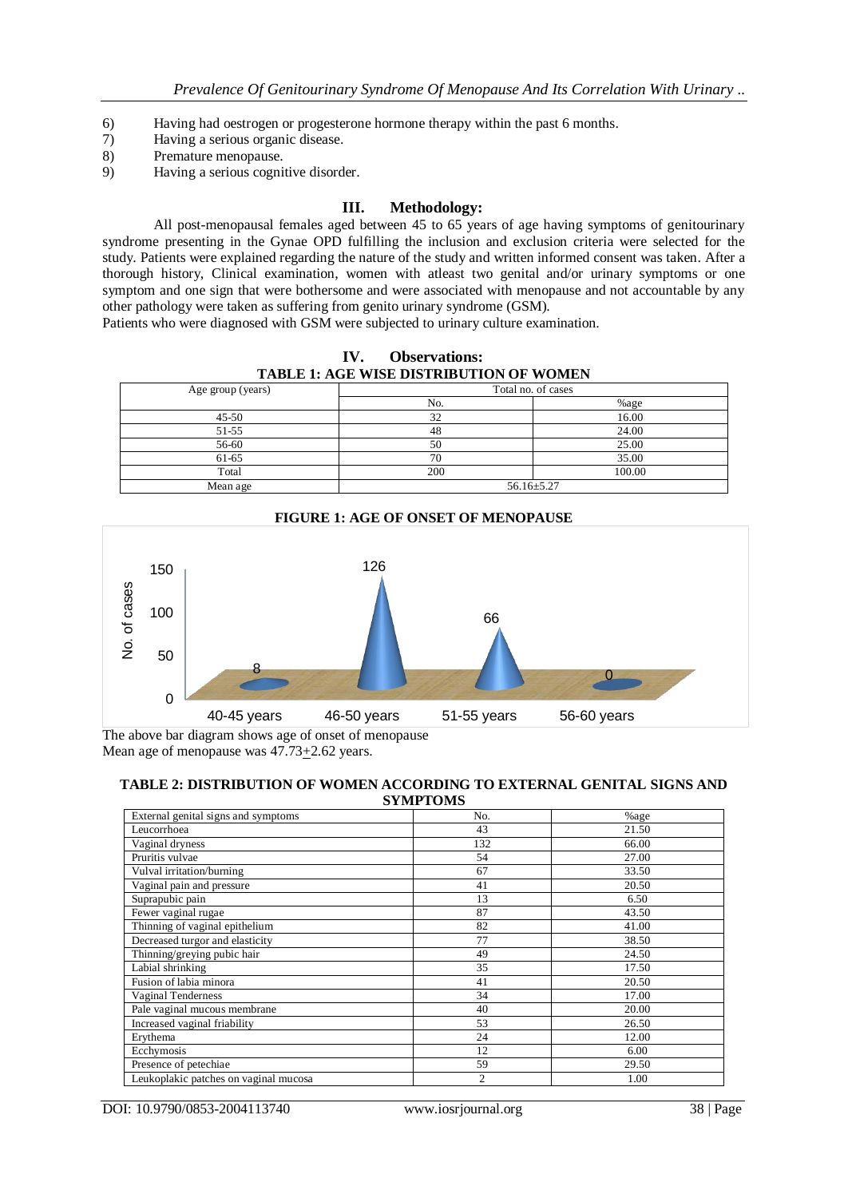6) Having had oestrogen or progesterone hormone therapy within the past 6 months.
7) Having a serious organic disease.
8) Premature menopause.
9) Having a serious cognitive disorder.

## III. Methodology:

All post-menopausal females aged between 45 to 65 years of age having symptoms of genitourinary syndrome presenting in the Gynae OPD fulfilling the inclusion and exclusion criteria were selected for the study. Patients were explained regarding the nature of the study and written informed consent was taken. After a thorough history, Clinical examination, women with atleast two genital and/or urinary symptoms or one symptom and one sign that were bothersome and were associated with menopause and not accountable by any other pathology were taken as suffering from genito urinary syndrome (GSM).

Patients who were diagnosed with GSM were subjected to urinary culture examination.

## IV. Observations:

**TABLE 1: AGE WISE DISTRIBUTION OF WOMEN**

| Age group (years) | Total no. of cases | |
|---|---|---|
| | No. | %age |
| 45-50 | 32 | 16.00 |
| 51-55 | 48 | 24.00 |
| 56-60 | 50 | 25.00 |
| 61-65 | 70 | 35.00 |
| Total | 200 | 100.00 |
| Mean age | 56.16±5.27 | |

**FIGURE 1: AGE OF ONSET OF MENOPAUSE**

No. of cases
150
100
50
0
126
66
8
0
40-45 years
46-50 years
51-55 years
56-60 years

The above bar diagram shows age of onset of menopause

Mean age of menopause was 47.73±2.62 years.

**TABLE 2: DISTRIBUTION OF WOMEN ACCORDING TO EXTERNAL GENITAL SIGNS AND SYMPTOMS**

| External genital signs and symptoms | No. | %age |
|---|---|---|
| Leucorrhoea | 43 | 21.50 |
| Vaginal dryness | 132 | 66.00 |
| Pruritis vulvae | 54 | 27.00 |
| Vulval irritation/burning | 67 | 33.50 |
| Vaginal pain and pressure | 41 | 20.50 |
| Suprapubic pain | 13 | 6.50 |
| Fewer vaginal rugae | 87 | 43.50 |
| Thinning of vaginal epithelium | 82 | 41.00 |
| Decreased turgor and elasticity | 77 | 38.50 |
| Thinning/greying pubic hair | 49 | 24.50 |
| Labial shrinking | 35 | 17.50 |
| Fusion of labia minora | 41 | 20.50 |
| Vaginal Tenderness | 34 | 17.00 |
| Pale vaginal mucous membrane | 40 | 20.00 |
| Increased vaginal friability | 53 | 26.50 |
| Erythema | 24 | 12.00 |
| Ecchymosis | 12 | 6.00 |
| Presence of petechiae | 59 | 29.50 |
| Leukoplakic patches on vaginal mucosa | 2 | 1.00 |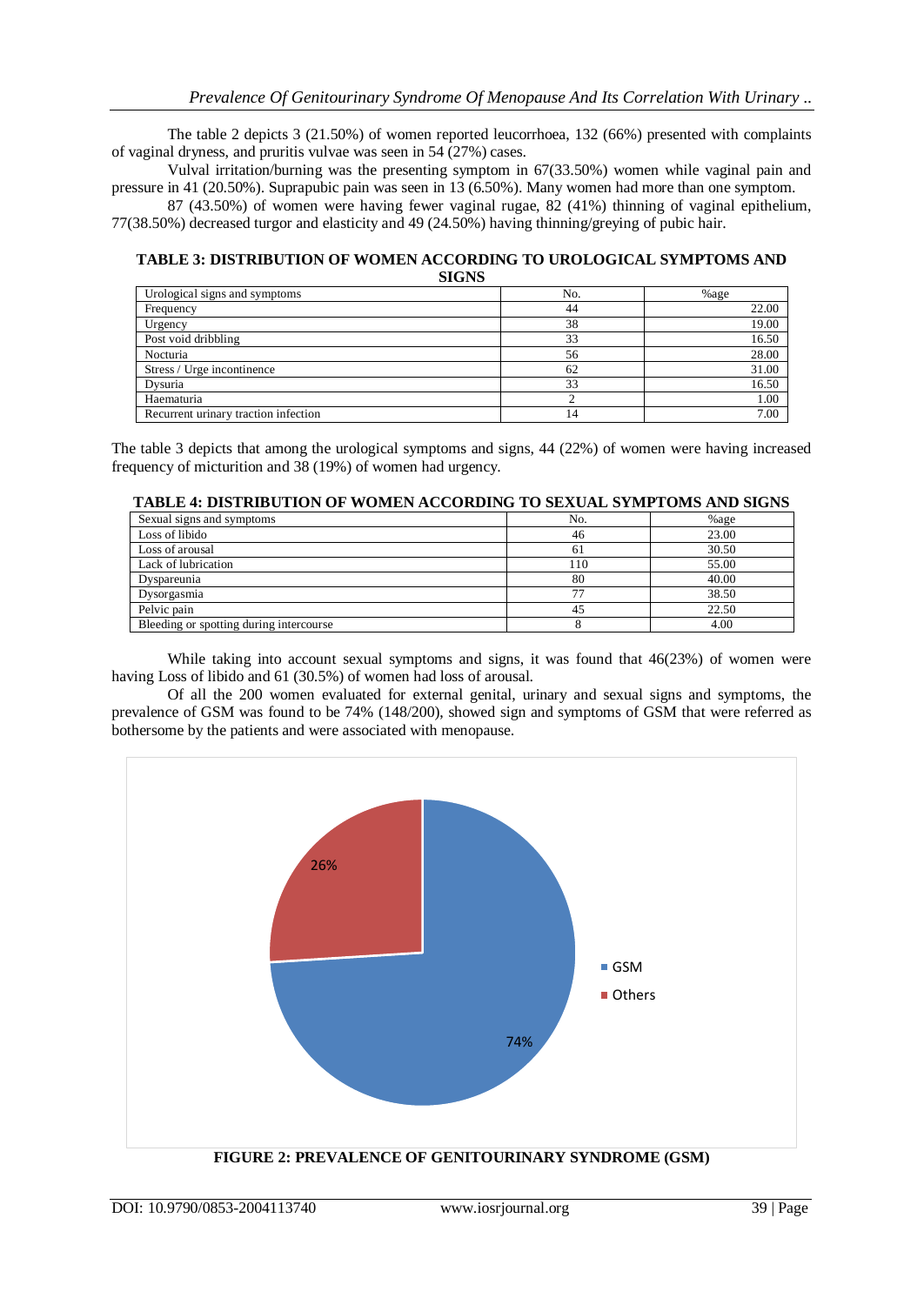The table 2 depicts 3 (21.50%) of women reported leucorrhoea, 132 (66%) presented with complaints of vaginal dryness, and pruritis vulvae was seen in 54 (27%) cases.

Vulval irritation/burning was the presenting symptom in 67(33.50%) women while vaginal pain and pressure in 41 (20.50%). Suprapubic pain was seen in 13 (6.50%). Many women had more than one symptom.

87 (43.50%) of women were having fewer vaginal rugae, 82 (41%) thinning of vaginal epithelium, 77(38.50%) decreased turgor and elasticity and 49 (24.50%) having thinning/greying of pubic hair.

**TABLE 3: DISTRIBUTION OF WOMEN ACCORDING TO UROLOGICAL SYMPTOMS AND SIGNS**

| Urological signs and symptoms | No. | %age |
|---|---|---|
| Frequency | 44 | 22.00 |
| Urgency | 38 | 19.00 |
| Post void dribbling | 33 | 16.50 |
| Nocturia | 56 | 28.00 |
| Stress / Urge incontinence | 62 | 31.00 |
| Dysuria | 33 | 16.50 |
| Haematuria | 2 | 1.00 |
| Recurrent urinary traction infection | 14 | 7.00 |

The table 3 depicts that among the urological symptoms and signs, 44 (22%) of women were having increased frequency of micturition and 38 (19%) of women had urgency.

**TABLE 4: DISTRIBUTION OF WOMEN ACCORDING TO SEXUAL SYMPTOMS AND SIGNS**

| Sexual signs and symptoms | No. | %age |
|---|---|---|
| Loss of libido | 46 | 23.00 |
| Loss of arousal | 61 | 30.50 |
| Lack of lubrication | 110 | 55.00 |
| Dyspareunia | 80 | 40.00 |
| Dysorgasmia | 77 | 38.50 |
| Pelvic pain | 45 | 22.50 |
| Bleeding or spotting during intercourse | 8 | 4.00 |

While taking into account sexual symptoms and signs, it was found that 46(23%) of women were having Loss of libido and 61 (30.5%) of women had loss of arousal.

Of all the 200 women evaluated for external genital, urinary and sexual signs and symptoms, the prevalence of GSM was found to be 74% (148/200), showed sign and symptoms of GSM that were referred as bothersome by the patients and were associated with menopause.

26%

74%

GSM

Others

**FIGURE 2: PREVALENCE OF GENITOURINARY SYNDROME (GSM)**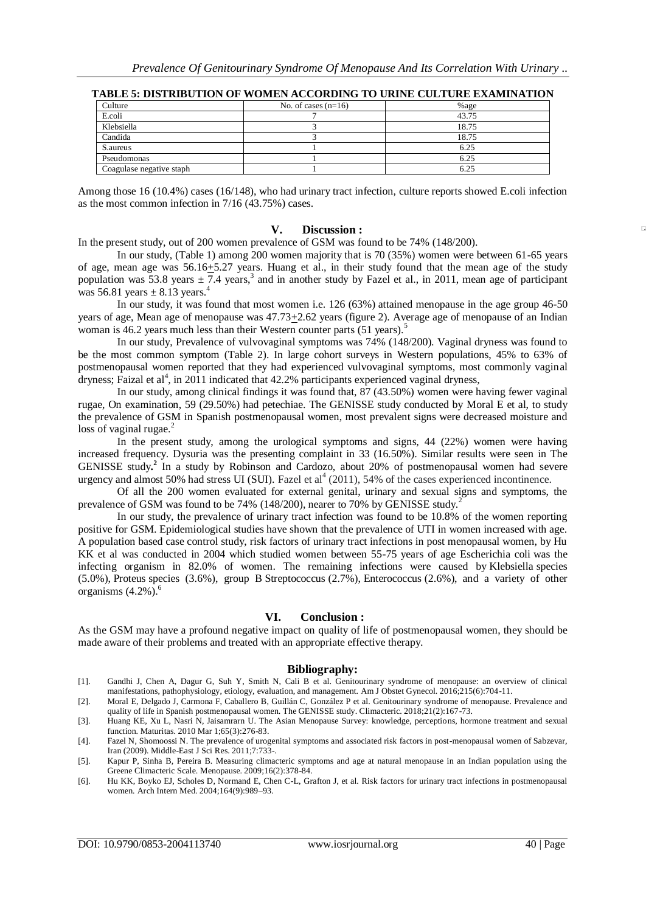**TABLE 5: DISTRIBUTION OF WOMEN ACCORDING TO URINE CULTURE EXAMINATION**

| Culture | No. of cases (n=16) | %age |
|---|---|---|
| E.coli | 7 | 43.75 |
| Klebsiella | 3 | 18.75 |
| Candida | 3 | 18.75 |
| S.aureus | 1 | 6.25 |
| Pseudomonas | 1 | 6.25 |
| Coagulase negative staph | 1 | 6.25 |

Among those 16 (10.4%) cases (16/148), who had urinary tract infection, culture reports showed E.coli infection as the most common infection in 7/16 (43.75%) cases.

## V. Discussion :

In the present study, out of 200 women prevalence of GSM was found to be 74% (148/200).

In our study, (Table 1) among 200 women majority that is 70 (35%) women were between 61-65 years of age, mean age was 56.16±5.27 years. Huang et al., in their study found that the mean age of the study population was 53.8 years ± 7.4 years,[3] and in another study by Fazel et al., in 2011, mean age of participant was 56.81 years ± 8.13 years.[4]

In our study, it was found that most women i.e. 126 (63%) attained menopause in the age group 46-50 years of age, Mean age of menopause was 47.73±2.62 years (figure 2). Average age of menopause of an Indian woman is 46.2 years much less than their Western counter parts (51 years).[5]

In our study, Prevalence of vulvovaginal symptoms was 74% (148/200). Vaginal dryness was found to be the most common symptom (Table 2). In large cohort surveys in Western populations, 45% to 63% of postmenopausal women reported that they had experienced vulvovaginal symptoms, most commonly vaginal dryness; Faizal et al[4], in 2011 indicated that 42.2% participants experienced vaginal dryness,

In our study, among clinical findings it was found that, 87 (43.50%) women were having fewer vaginal rugae, On examination, 59 (29.50%) had petechiae. The GENISSE study conducted by Moral E et al, to study the prevalence of GSM in Spanish postmenopausal women, most prevalent signs were decreased moisture and loss of vaginal rugae.[2]

In the present study, among the urological symptoms and signs, 44 (22%) women were having increased frequency. Dysuria was the presenting complaint in 33 (16.50%). Similar results were seen in The GENISSE study.[2] In a study by Robinson and Cardozo, about 20% of postmenopausal women had severe urgency and almost 50% had stress UI (SUI). Fazel et al[4] (2011), 54% of the cases experienced incontinence.

Of all the 200 women evaluated for external genital, urinary and sexual signs and symptoms, the prevalence of GSM was found to be 74% (148/200), nearer to 70% by GENISSE study.[2]

In our study, the prevalence of urinary tract infection was found to be 10.8% of the women reporting positive for GSM. Epidemiological studies have shown that the prevalence of UTI in women increased with age. A population based case control study, risk factors of urinary tract infections in post menopausal women, by Hu KK et al was conducted in 2004 which studied women between 55-75 years of age Escherichia coli was the infecting organism in 82.0% of women. The remaining infections were caused by Klebsiella species (5.0%), Proteus species (3.6%), group B Streptococcus (2.7%), Enterococcus (2.6%), and a variety of other organisms (4.2%).[6]

## VI. Conclusion :

As the GSM may have a profound negative impact on quality of life of postmenopausal women, they should be made aware of their problems and treated with an appropriate effective therapy.

## Bibliography:

[1]. Gandhi J, Chen A, Dagur G, Suh Y, Smith N, Cali B et al. Genitourinary syndrome of menopause: an overview of clinical manifestations, pathophysiology, etiology, evaluation, and management. Am J Obstet Gynecol. 2016;215(6):704-11.

[2]. Moral E, Delgado J, Carmona F, Caballero B, Guillán C, González P et al. Genitourinary syndrome of menopause. Prevalence and quality of life in Spanish postmenopausal women. The GENISSE study. Climacteric. 2018;21(2):167-73.

[3]. Huang KE, Xu L, Nasri N, Jaisamrarn U. The Asian Menopause Survey: knowledge, perceptions, hormone treatment and sexual function. Maturitas. 2010 Mar 1;65(3):276-83.

[4]. Fazel N, Shomoossi N. The prevalence of urogenital symptoms and associated risk factors in post-menopausal women of Sabzevar, Iran (2009). Middle-East J Sci Res. 2011;7:733-.

[5]. Kapur P, Sinha B, Pereira B. Measuring climacteric symptoms and age at natural menopause in an Indian population using the Greene Climacteric Scale. Menopause. 2009;16(2):378-84.

[6]. Hu KK, Boyko EJ, Scholes D, Normand E, Chen C-L, Grafton J, et al. Risk factors for urinary tract infections in postmenopausal women. Arch Intern Med. 2004;164(9):989–93.